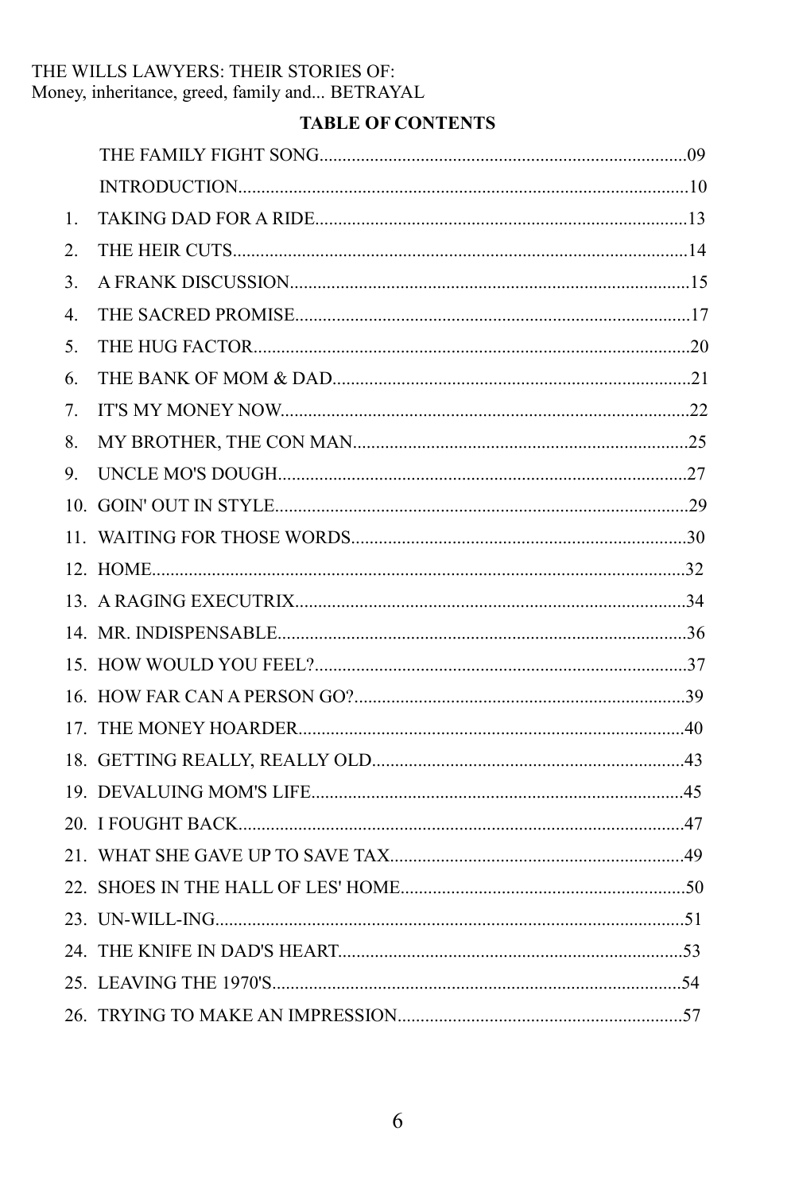THE WILLS LAWYERS: THEIR STORIES OF:
Money, inheritance, greed, family and... BETRAYAL

## TABLE OF CONTENTS

THE FAMILY FIGHT SONG................................................................................09

INTRODUCTION..................................................................................................10

1. TAKING DAD FOR A RIDE.................................................................................13
2. THE HEIR CUTS...................................................................................................14
3. A FRANK DISCUSSION.......................................................................................15
4. THE SACRED PROMISE......................................................................................17
5. THE HUG FACTOR...............................................................................................20
6. THE BANK OF MOM & DAD..............................................................................21
7. IT'S MY MONEY NOW.........................................................................................22
8. MY BROTHER, THE CON MAN..........................................................................25
9. UNCLE MO'S DOUGH..........................................................................................27
10. GOIN' OUT IN STYLE...........................................................................................29
11. WAITING FOR THOSE WORDS..........................................................................30
12. HOME....................................................................................................................32
13. A RAGING EXECUTRIX.......................................................................................34
14. MR. INDISPENSABLE..........................................................................................36
15. HOW WOULD YOU FEEL?..................................................................................37
16. HOW FAR CAN A PERSON GO?.........................................................................39
17. THE MONEY HOARDER......................................................................................40
18. GETTING REALLY, REALLY OLD.....................................................................43
19. DEVALUING MOM'S LIFE..................................................................................45
20. I FOUGHT BACK..................................................................................................47
21. WHAT SHE GAVE UP TO SAVE TAX.................................................................49
22. SHOES IN THE HALL OF LES' HOME...............................................................50
23. UN-WILL-ING.......................................................................................................51
24. THE KNIFE IN DAD'S HEART............................................................................53
25. LEAVING THE 1970'S..........................................................................................54
26. TRYING TO MAKE AN IMPRESSION...............................................................57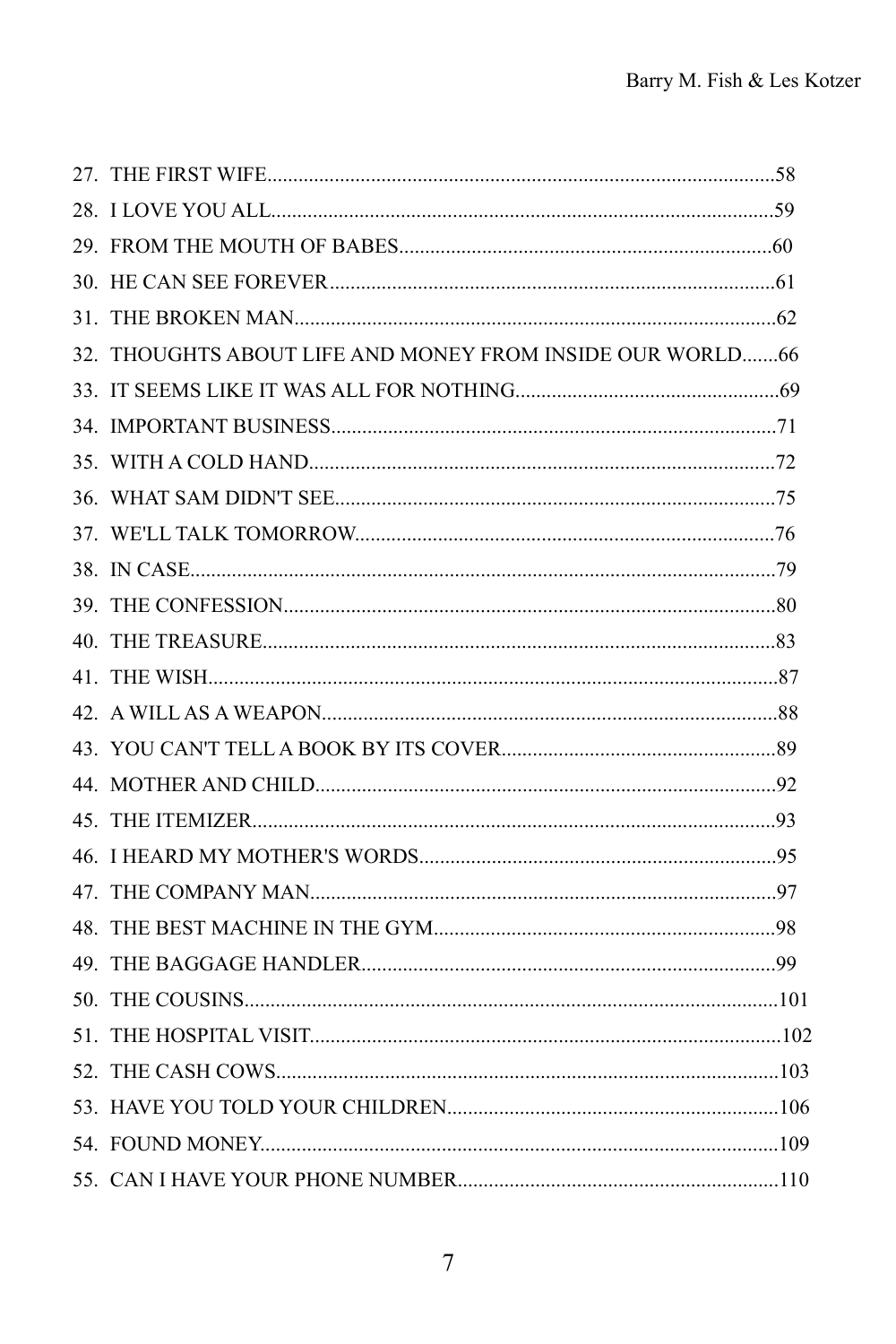27. THE FIRST WIFE....................................................................................................58
28. I LOVE YOU ALL..................................................................................................59
29. FROM THE MOUTH OF BABES..........................................................................60
30. HE CAN SEE FOREVER........................................................................................61
31. THE BROKEN MAN..............................................................................................62
32. THOUGHTS ABOUT LIFE AND MONEY FROM INSIDE OUR WORLD.......66
33. IT SEEMS LIKE IT WAS ALL FOR NOTHING...................................................69
34. IMPORTANT BUSINESS.......................................................................................71
35. WITH A COLD HAND...........................................................................................72
36. WHAT SAM DIDN'T SEE.......................................................................................75
37. WE'LL TALK TOMORROW..................................................................................76
38. IN CASE...................................................................................................................79
39. THE CONFESSION.................................................................................................80
40. THE TREASURE.....................................................................................................83
41. THE WISH................................................................................................................87
42. A WILL AS A WEAPON.........................................................................................88
43. YOU CAN'T TELL A BOOK BY ITS COVER.......................................................89
44. MOTHER AND CHILD...........................................................................................92
45. THE ITEMIZER.......................................................................................................93
46. I HEARD MY MOTHER'S WORDS.......................................................................95
47. THE COMPANY MAN............................................................................................97
48. THE BEST MACHINE IN THE GYM....................................................................98
49. THE BAGGAGE HANDLER...................................................................................99
50. THE COUSINS.........................................................................................................101
51. THE HOSPITAL VISIT............................................................................................102
52. THE CASH COWS...................................................................................................103
53. HAVE YOU TOLD YOUR CHILDREN..................................................................106
54. FOUND MONEY......................................................................................................109
55. CAN I HAVE YOUR PHONE NUMBER................................................................110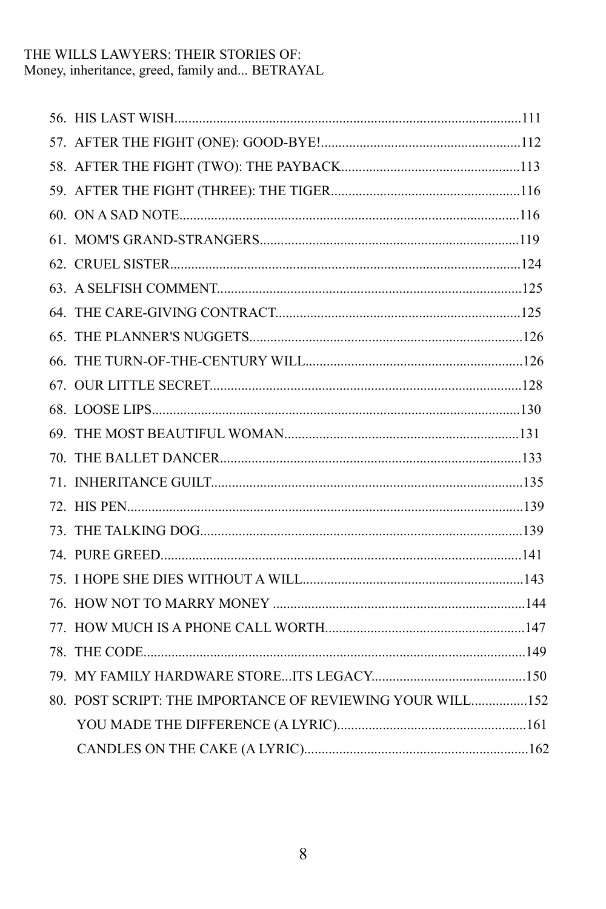56. HIS LAST WISH....................................................................................................111
57. AFTER THE FIGHT (ONE): GOOD-BYE!.........................................................112
58. AFTER THE FIGHT (TWO): THE PAYBACK...................................................113
59. AFTER THE FIGHT (THREE): THE TIGER......................................................116
60. ON A SAD NOTE.................................................................................................116
61. MOM'S GRAND-STRANGERS..........................................................................119
62. CRUEL SISTER....................................................................................................124
63. A SELFISH COMMENT.......................................................................................125
64. THE CARE-GIVING CONTRACT......................................................................125
65. THE PLANNER'S NUGGETS..............................................................................126
66. THE TURN-OF-THE-CENTURY WILL..............................................................126
67. OUR LITTLE SECRET.........................................................................................128
68. LOOSE LIPS.........................................................................................................130
69. THE MOST BEAUTIFUL WOMAN...................................................................131
70. THE BALLET DANCER......................................................................................133
71. INHERITANCE GUILT.........................................................................................135
72. HIS PEN.................................................................................................................139
73. THE TALKING DOG............................................................................................139
74. PURE GREED.......................................................................................................141
75. I HOPE SHE DIES WITHOUT A WILL...............................................................143
76. HOW NOT TO MARRY MONEY .......................................................................144
77. HOW MUCH IS A PHONE CALL WORTH.........................................................147
78. THE CODE.............................................................................................................149
79. MY FAMILY HARDWARE STORE...ITS LEGACY............................................150
80. POST SCRIPT: THE IMPORTANCE OF REVIEWING YOUR WILL................152

YOU MADE THE DIFFERENCE (A LYRIC)......................................................161

CANDLES ON THE CAKE (A LYRIC)................................................................162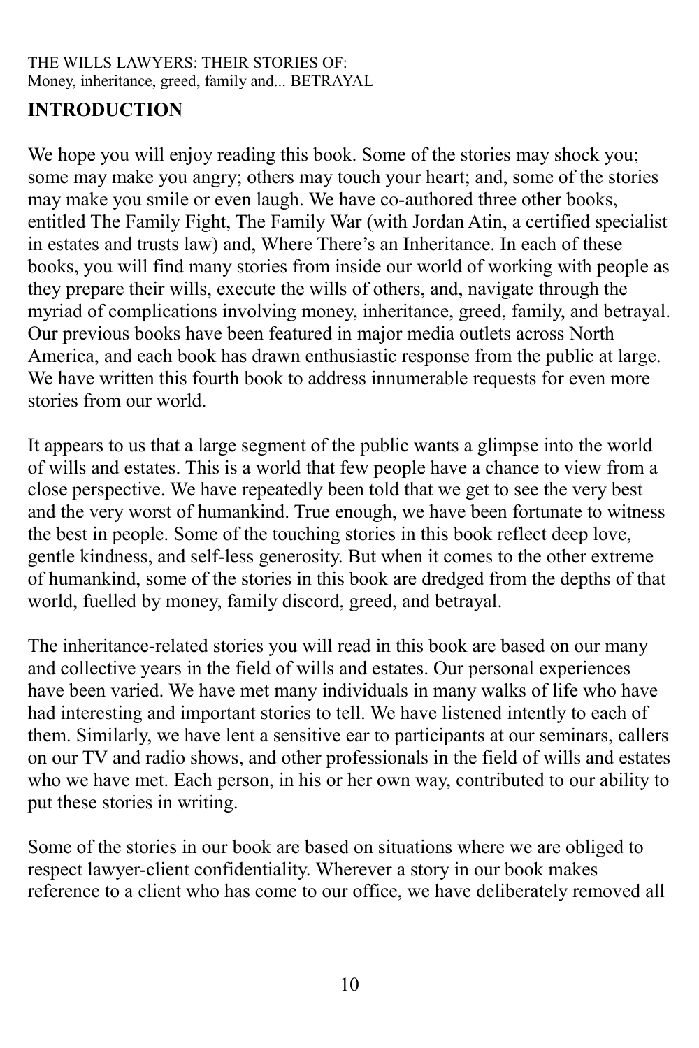## INTRODUCTION

We hope you will enjoy reading this book. Some of the stories may shock you; some may make you angry; others may touch your heart; and, some of the stories may make you smile or even laugh. We have co-authored three other books, entitled The Family Fight, The Family War (with Jordan Atin, a certified specialist in estates and trusts law) and, Where There's an Inheritance. In each of these books, you will find many stories from inside our world of working with people as they prepare their wills, execute the wills of others, and, navigate through the myriad of complications involving money, inheritance, greed, family, and betrayal. Our previous books have been featured in major media outlets across North America, and each book has drawn enthusiastic response from the public at large. We have written this fourth book to address innumerable requests for even more stories from our world.

It appears to us that a large segment of the public wants a glimpse into the world of wills and estates. This is a world that few people have a chance to view from a close perspective. We have repeatedly been told that we get to see the very best and the very worst of humankind. True enough, we have been fortunate to witness the best in people. Some of the touching stories in this book reflect deep love, gentle kindness, and self-less generosity. But when it comes to the other extreme of humankind, some of the stories in this book are dredged from the depths of that world, fuelled by money, family discord, greed, and betrayal.

The inheritance-related stories you will read in this book are based on our many and collective years in the field of wills and estates. Our personal experiences have been varied. We have met many individuals in many walks of life who have had interesting and important stories to tell. We have listened intently to each of them. Similarly, we have lent a sensitive ear to participants at our seminars, callers on our TV and radio shows, and other professionals in the field of wills and estates who we have met. Each person, in his or her own way, contributed to our ability to put these stories in writing.

Some of the stories in our book are based on situations where we are obliged to respect lawyer-client confidentiality. Wherever a story in our book makes reference to a client who has come to our office, we have deliberately removed all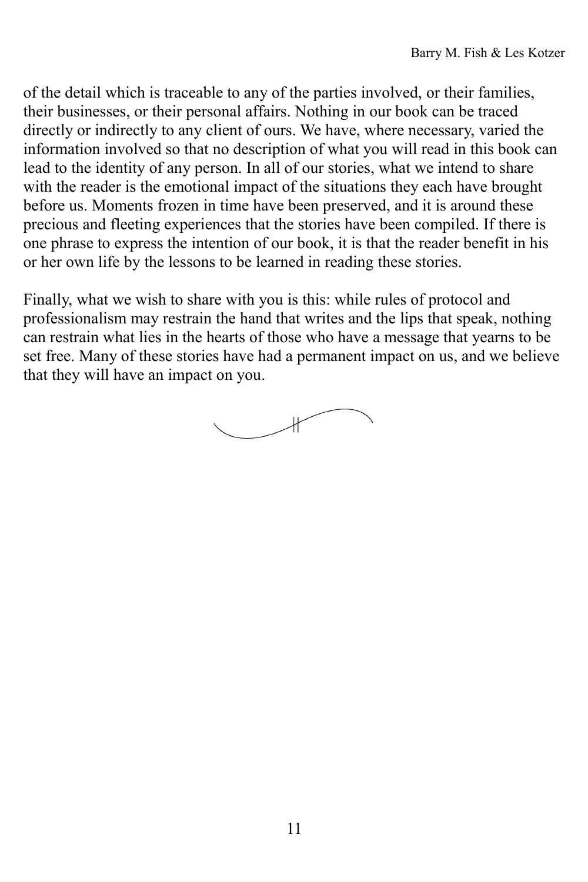of the detail which is traceable to any of the parties involved, or their families, their businesses, or their personal affairs. Nothing in our book can be traced directly or indirectly to any client of ours. We have, where necessary, varied the information involved so that no description of what you will read in this book can lead to the identity of any person. In all of our stories, what we intend to share with the reader is the emotional impact of the situations they each have brought before us. Moments frozen in time have been preserved, and it is around these precious and fleeting experiences that the stories have been compiled. If there is one phrase to express the intention of our book, it is that the reader benefit in his or her own life by the lessons to be learned in reading these stories.

Finally, what we wish to share with you is this: while rules of protocol and professionalism may restrain the hand that writes and the lips that speak, nothing can restrain what lies in the hearts of those who have a message that yearns to be set free. Many of these stories have had a permanent impact on us, and we believe that they will have an impact on you.